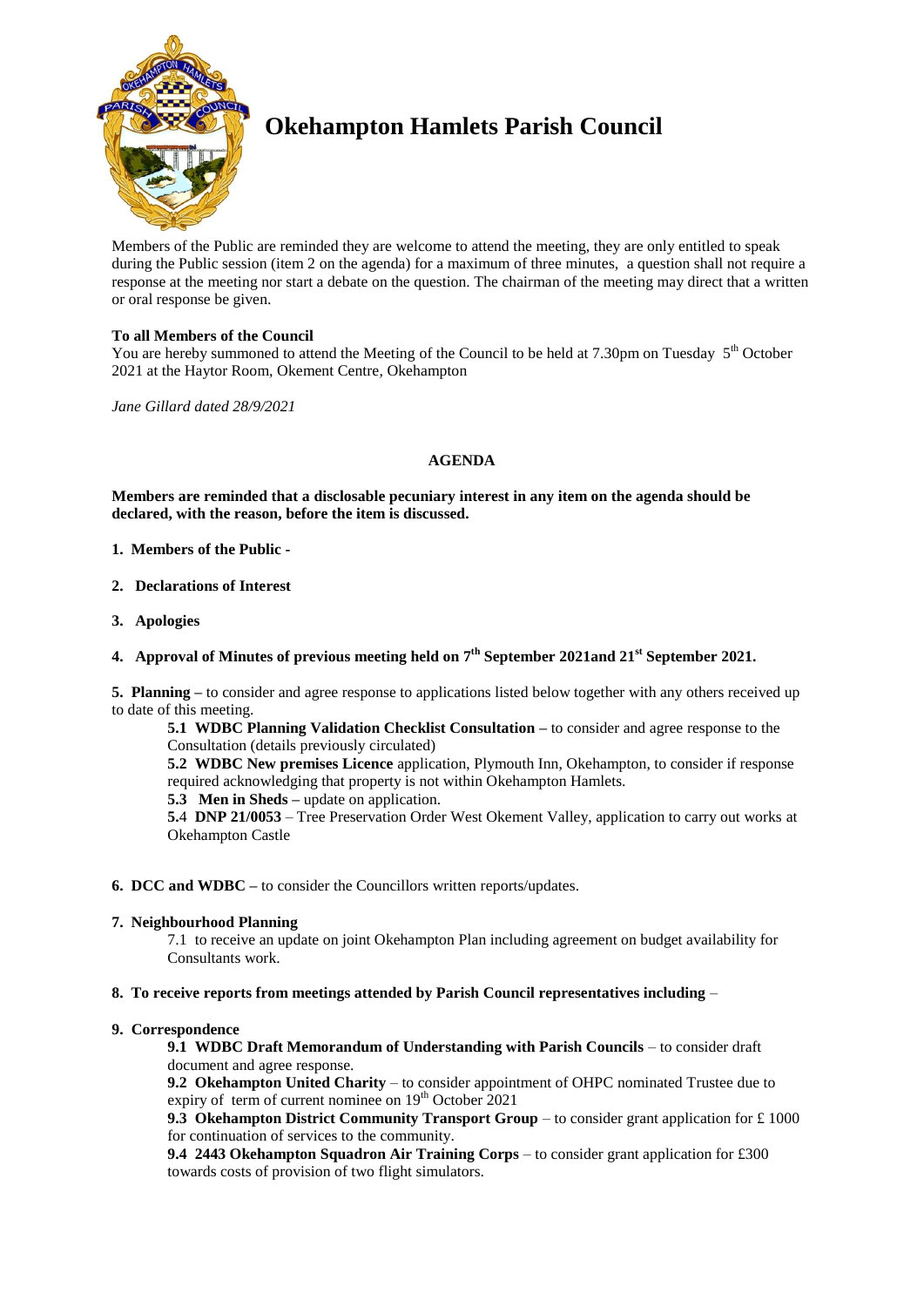# Okehampton Hamlets Parish Council

Members of the Public are reminded they are welcome to attend the meeting, they are only entitled to speak during the Public session (item 2 on the agenda) for a maximum of three minutes, a question shall not require a response at the meeting nor start a debate on the question. The chairman of the meeting may direct that a written or oral response be given.

**To all Members of the Council**
You are hereby summoned to attend the Meeting of the Council to be held at 7.30pm on Tuesday 5th October 2021 at the Haytor Room, Okement Centre, Okehampton

*Jane Gillard dated 28/9/2021*

## AGENDA

**Members are reminded that a disclosable pecuniary interest in any item on the agenda should be declared, with the reason, before the item is discussed.**

**1. Members of the Public -**

**2. Declarations of Interest**

**3. Apologies**

**4. Approval of Minutes of previous meeting held on 7th September 2021and 21st September 2021.**

**5. Planning –** to consider and agree response to applications listed below together with any others received up to date of this meeting.

> **5.1 WDBC Planning Validation Checklist Consultation –** to consider and agree response to the Consultation (details previously circulated)
>
> **5.2 WDBC New premises Licence** application, Plymouth Inn, Okehampton, to consider if response required acknowledging that property is not within Okehampton Hamlets.
>
> **5.3 Men in Sheds –** update on application.
>
> **5.4 DNP 21/0053** – Tree Preservation Order West Okement Valley, application to carry out works at Okehampton Castle

**6. DCC and WDBC –** to consider the Councillors written reports/updates.

**7. Neighbourhood Planning**

> 7.1 to receive an update on joint Okehampton Plan including agreement on budget availability for Consultants work.

**8. To receive reports from meetings attended by Parish Council representatives including** –

**9. Correspondence**

> **9.1 WDBC Draft Memorandum of Understanding with Parish Councils** – to consider draft document and agree response.
>
> **9.2 Okehampton United Charity** – to consider appointment of OHPC nominated Trustee due to expiry of term of current nominee on 19th October 2021
>
> **9.3 Okehampton District Community Transport Group** – to consider grant application for £ 1000 for continuation of services to the community.
>
> **9.4 2443 Okehampton Squadron Air Training Corps** – to consider grant application for £300 towards costs of provision of two flight simulators.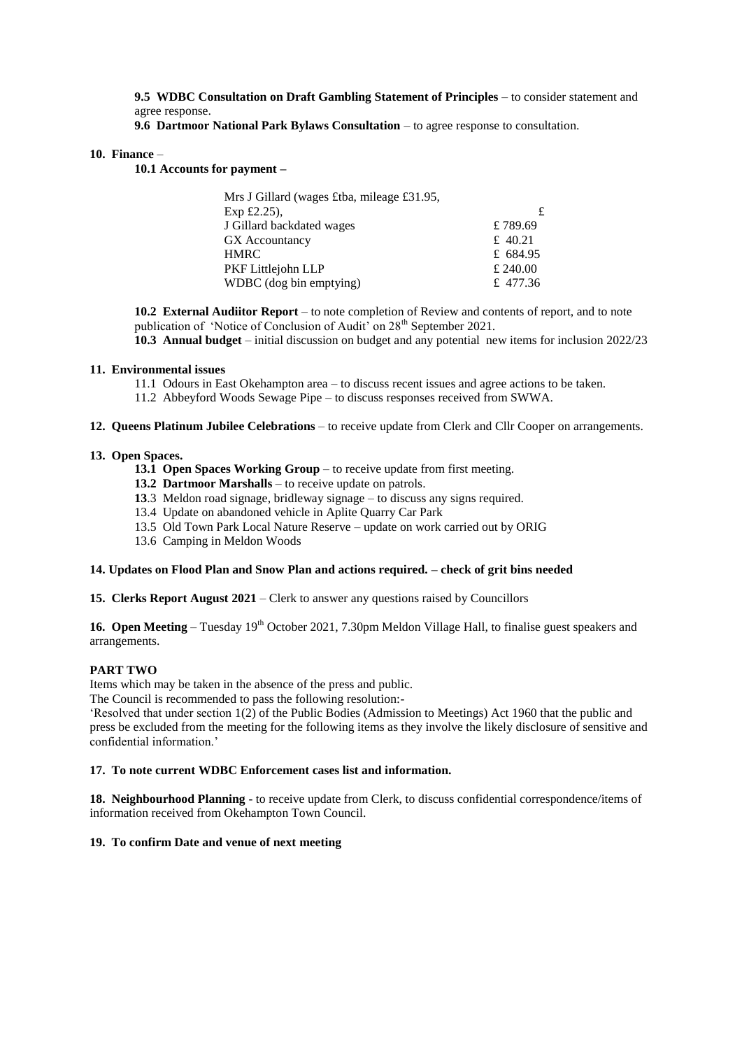**9.5 WDBC Consultation on Draft Gambling Statement of Principles** – to consider statement and agree response.

**9.6 Dartmoor National Park Bylaws Consultation** – to agree response to consultation.

**10. Finance** –

**10.1 Accounts for payment –**

| | £ |
|---|---|
| Mrs J Gillard (wages £tba, mileage £31.95, Exp £2.25), | |
| J Gillard backdated wages | £ 789.69 |
| GX Accountancy | £ 40.21 |
| HMRC | £ 684.95 |
| PKF Littlejohn LLP | £ 240.00 |
| WDBC (dog bin emptying) | £ 477.36 |

**10.2 External Audiitor Report** – to note completion of Review and contents of report, and to note publication of 'Notice of Conclusion of Audit' on 28th September 2021.

**10.3 Annual budget** – initial discussion on budget and any potential new items for inclusion 2022/23

**11. Environmental issues**

11.1 Odours in East Okehampton area – to discuss recent issues and agree actions to be taken.

11.2 Abbeyford Woods Sewage Pipe – to discuss responses received from SWWA.

**12. Queens Platinum Jubilee Celebrations** – to receive update from Clerk and Cllr Cooper on arrangements.

**13. Open Spaces.**

**13.1 Open Spaces Working Group** – to receive update from first meeting.

**13.2 Dartmoor Marshalls** – to receive update on patrols.

**13**.3 Meldon road signage, bridleway signage – to discuss any signs required.

13.4 Update on abandoned vehicle in Aplite Quarry Car Park

13.5 Old Town Park Local Nature Reserve – update on work carried out by ORIG

13.6 Camping in Meldon Woods

**14. Updates on Flood Plan and Snow Plan and actions required. – check of grit bins needed**

**15. Clerks Report August 2021** – Clerk to answer any questions raised by Councillors

**16. Open Meeting** – Tuesday 19th October 2021, 7.30pm Meldon Village Hall, to finalise guest speakers and arrangements.

**PART TWO**

Items which may be taken in the absence of the press and public.

The Council is recommended to pass the following resolution:-

'Resolved that under section 1(2) of the Public Bodies (Admission to Meetings) Act 1960 that the public and press be excluded from the meeting for the following items as they involve the likely disclosure of sensitive and confidential information.'

**17. To note current WDBC Enforcement cases list and information.**

**18. Neighbourhood Planning** - to receive update from Clerk, to discuss confidential correspondence/items of information received from Okehampton Town Council.

**19. To confirm Date and venue of next meeting**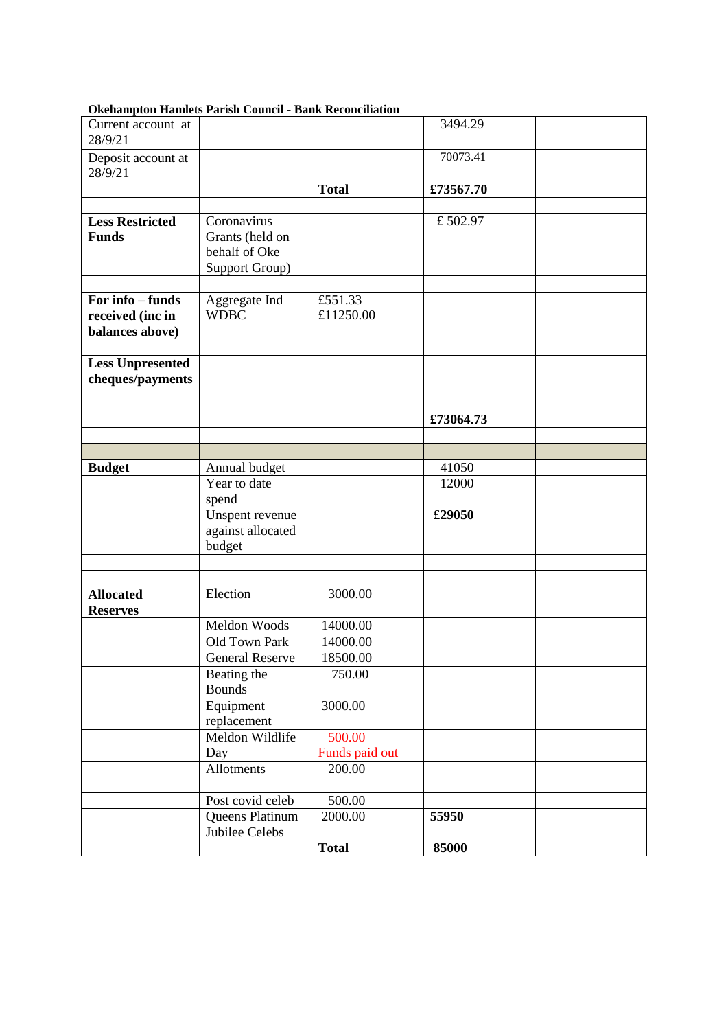**Okehampton Hamlets Parish Council - Bank Reconciliation**

| | | | | |
|---|---|---|---|---|
| Current account at 28/9/21 | | | 3494.29 | |
| Deposit account at 28/9/21 | | | 70073.41 | |
| | | **Total** | **£73567.70** | |
| | | | | |
| **Less Restricted Funds** | Coronavirus Grants (held on behalf of Oke Support Group) | | £ 502.97 | |
| | | | | |
| **For info – funds received (inc in balances above)** | Aggregate Ind WDBC | £551.33 £11250.00 | | |
| | | | | |
| **Less Unpresented cheques/payments** | | | | |
| | | | | |
| | | | **£73064.73** | |
| | | | | |
| | | | | |
| **Budget** | Annual budget | | 41050 | |
| | Year to date spend | | 12000 | |
| | Unspent revenue against allocated budget | | £**29050** | |
| | | | | |
| | | | | |
| **Allocated Reserves** | Election | 3000.00 | | |
| | Meldon Woods | 14000.00 | | |
| | Old Town Park | 14000.00 | | |
| | General Reserve | 18500.00 | | |
| | Beating the Bounds | 750.00 | | |
| | Equipment replacement | 3000.00 | | |
| | Meldon Wildlife Day | 500.00 Funds paid out | | |
| | Allotments | 200.00 | | |
| | Post covid celeb | 500.00 | | |
| | Queens Platinum Jubilee Celebs | 2000.00 | **55950** | |
| | | **Total** | **85000** | |